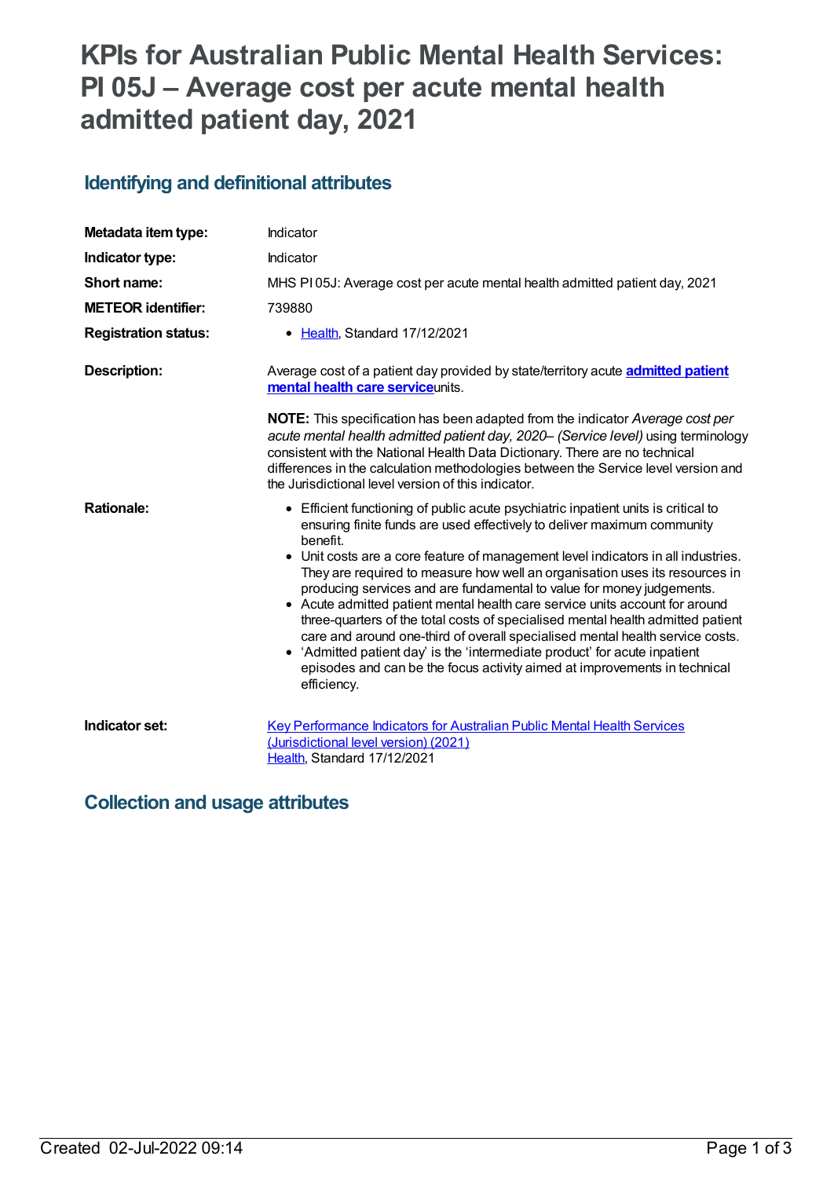# KPIs for Australian Public Mental Health Services: PI 05J – Average cost per acute mental health admitted patient day, 2021

## Identifying and definitional attributes

| | |
|---|---|
| **Metadata item type:** | Indicator |
| **Indicator type:** | Indicator |
| **Short name:** | MHS PI 05J: Average cost per acute mental health admitted patient day, 2021 |
| **METEOR identifier:** | 739880 |
| **Registration status:** | • Health, Standard 17/12/2021 |
| **Description:** | Average cost of a patient day provided by state/territory acute **admitted patient mental health care service** units.<br><br>**NOTE:** This specification has been adapted from the indicator *Average cost per acute mental health admitted patient day, 2020– (Service level)* using terminology consistent with the National Health Data Dictionary. There are no technical differences in the calculation methodologies between the Service level version and the Jurisdictional level version of this indicator. |
| **Rationale:** | • Efficient functioning of public acute psychiatric inpatient units is critical to ensuring finite funds are used effectively to deliver maximum community benefit.<br>• Unit costs are a core feature of management level indicators in all industries. They are required to measure how well an organisation uses its resources in producing services and are fundamental to value for money judgements.<br>• Acute admitted patient mental health care service units account for around three-quarters of the total costs of specialised mental health admitted patient care and around one-third of overall specialised mental health service costs.<br>• 'Admitted patient day' is the 'intermediate product' for acute inpatient episodes and can be the focus activity aimed at improvements in technical efficiency. |
| **Indicator set:** | Key Performance Indicators for Australian Public Mental Health Services (Jurisdictional level version) (2021)<br>Health, Standard 17/12/2021 |

## Collection and usage attributes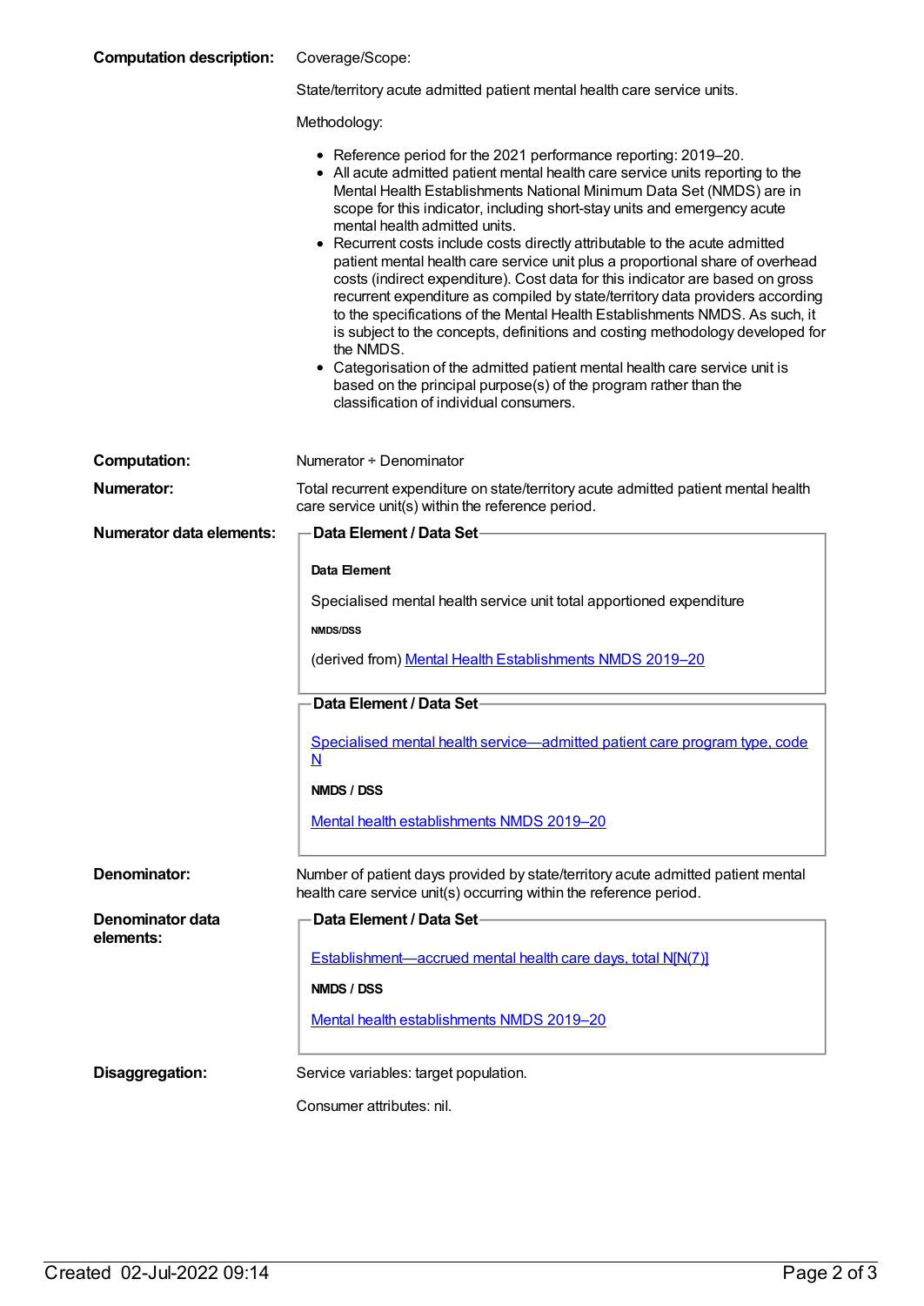**Computation description:**

Coverage/Scope:

State/territory acute admitted patient mental health care service units.

Methodology:

- Reference period for the 2021 performance reporting: 2019–20.
- All acute admitted patient mental health care service units reporting to the Mental Health Establishments National Minimum Data Set (NMDS) are in scope for this indicator, including short-stay units and emergency acute mental health admitted units.
- Recurrent costs include costs directly attributable to the acute admitted patient mental health care service unit plus a proportional share of overhead costs (indirect expenditure). Cost data for this indicator are based on gross recurrent expenditure as compiled by state/territory data providers according to the specifications of the Mental Health Establishments NMDS. As such, it is subject to the concepts, definitions and costing methodology developed for the NMDS.
- Categorisation of the admitted patient mental health care service unit is based on the principal purpose(s) of the program rather than the classification of individual consumers.

**Computation:** Numerator ÷ Denominator

**Numerator:** Total recurrent expenditure on state/territory acute admitted patient mental health care service unit(s) within the reference period.

**Numerator data elements:**

**Data Element / Data Set**

**Data Element**

Specialised mental health service unit total apportioned expenditure

**NMDS/DSS**

(derived from) Mental Health Establishments NMDS 2019–20

**Data Element / Data Set**

Specialised mental health service—admitted patient care program type, code N

**NMDS / DSS**

Mental health establishments NMDS 2019–20

**Denominator:** Number of patient days provided by state/territory acute admitted patient mental health care service unit(s) occurring within the reference period.

**Denominator data elements:**

**Data Element / Data Set**

Establishment—accrued mental health care days, total N[N(7)]

**NMDS / DSS**

Mental health establishments NMDS 2019–20

**Disaggregation:**

Service variables: target population.

Consumer attributes: nil.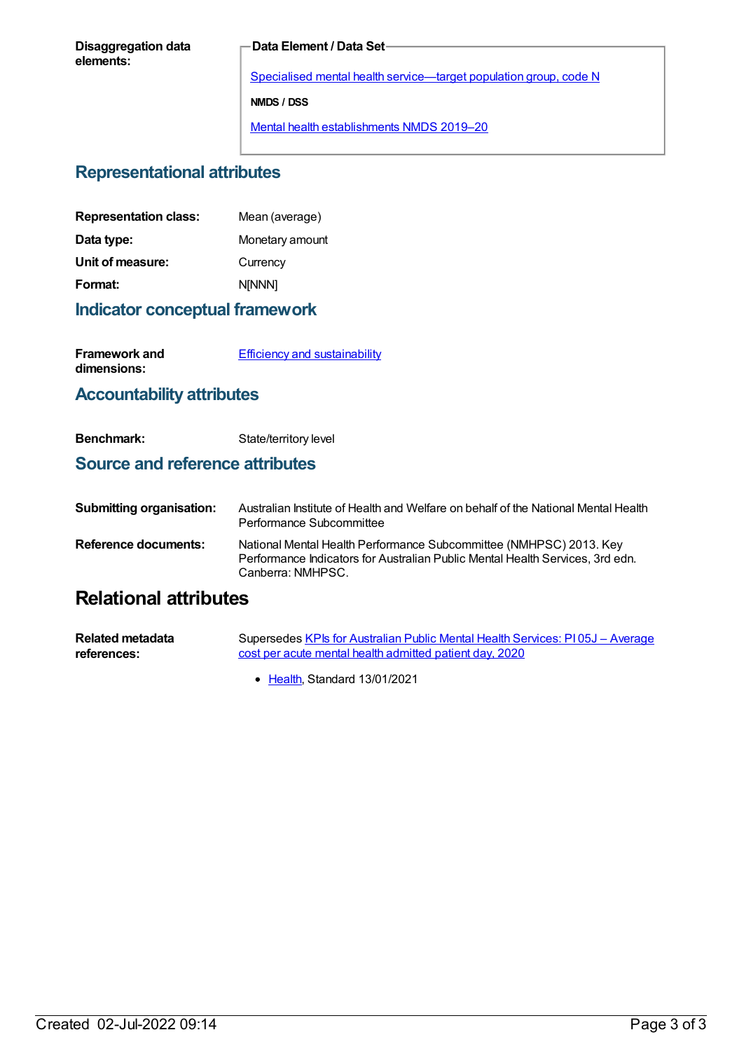**Disaggregation data elements:**

**Data Element / Data Set**

Specialised mental health service—target population group, code N

**NMDS / DSS**

Mental health establishments NMDS 2019–20

## Representational attributes

| | |
|---|---|
| **Representation class:** | Mean (average) |
| **Data type:** | Monetary amount |
| **Unit of measure:** | Currency |
| **Format:** | N[NNN] |

## Indicator conceptual framework

**Framework and dimensions:** Efficiency and sustainability

## Accountability attributes

**Benchmark:** State/territory level

## Source and reference attributes

**Submitting organisation:** Australian Institute of Health and Welfare on behalf of the National Mental Health Performance Subcommittee

**Reference documents:** National Mental Health Performance Subcommittee (NMHPSC) 2013. Key Performance Indicators for Australian Public Mental Health Services, 3rd edn. Canberra: NMHPSC.

# Relational attributes

**Related metadata references:** Supersedes KPIs for Australian Public Mental Health Services: PI 05J – Average cost per acute mental health admitted patient day, 2020

- Health, Standard 13/01/2021